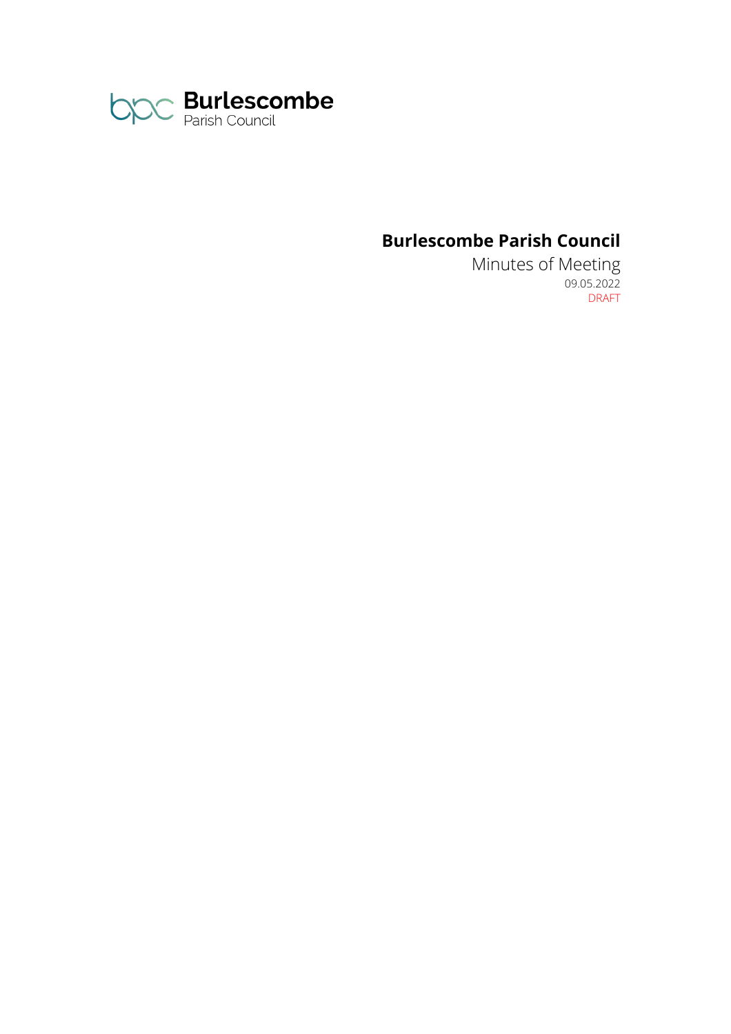Burlescombe
Parish Council

# Burlescombe Parish Council

Minutes of Meeting

09.05.2022

DRAFT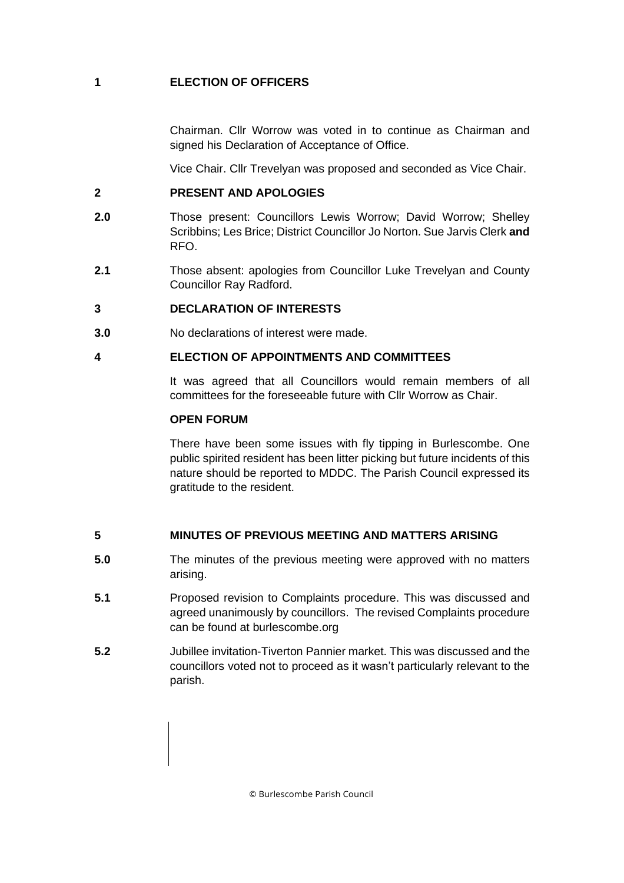## 1 ELECTION OF OFFICERS

Chairman. Cllr Worrow was voted in to continue as Chairman and signed his Declaration of Acceptance of Office.

Vice Chair. Cllr Trevelyan was proposed and seconded as Vice Chair.

## 2 PRESENT AND APOLOGIES

**2.0** Those present: Councillors Lewis Worrow; David Worrow; Shelley Scribbins; Les Brice; District Councillor Jo Norton. Sue Jarvis Clerk **and** RFO.

**2.1** Those absent: apologies from Councillor Luke Trevelyan and County Councillor Ray Radford.

## 3 DECLARATION OF INTERESTS

**3.0** No declarations of interest were made.

## 4 ELECTION OF APPOINTMENTS AND COMMITTEES

It was agreed that all Councillors would remain members of all committees for the foreseeable future with Cllr Worrow as Chair.

**OPEN FORUM**

There have been some issues with fly tipping in Burlescombe. One public spirited resident has been litter picking but future incidents of this nature should be reported to MDDC. The Parish Council expressed its gratitude to the resident.

## 5 MINUTES OF PREVIOUS MEETING AND MATTERS ARISING

**5.0** The minutes of the previous meeting were approved with no matters arising.

**5.1** Proposed revision to Complaints procedure. This was discussed and agreed unanimously by councillors. The revised Complaints procedure can be found at burlescombe.org

**5.2** Jubillee invitation-Tiverton Pannier market. This was discussed and the councillors voted not to proceed as it wasn't particularly relevant to the parish.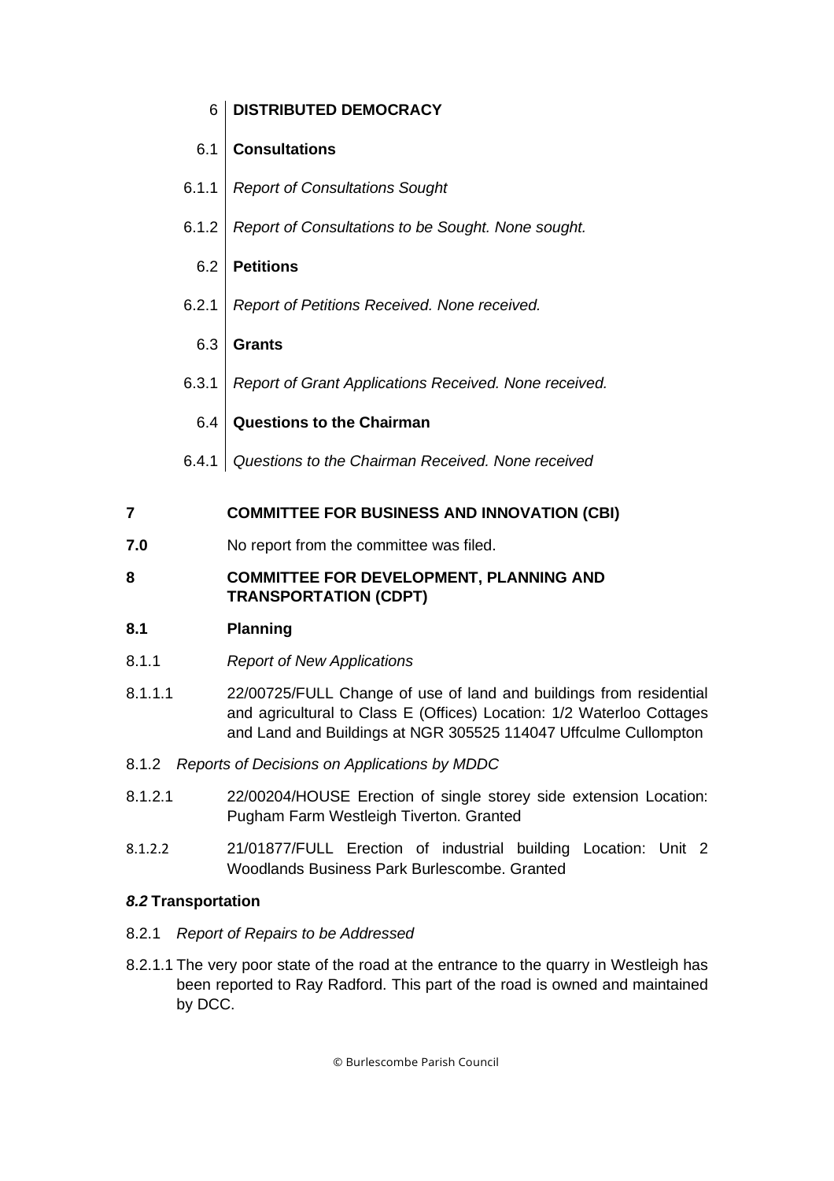6 **DISTRIBUTED DEMOCRACY**

6.1 **Consultations**

6.1.1 *Report of Consultations Sought*

6.1.2 *Report of Consultations to be Sought. None sought.*

6.2 **Petitions**

6.2.1 *Report of Petitions Received. None received.*

6.3 **Grants**

6.3.1 *Report of Grant Applications Received. None received.*

6.4 **Questions to the Chairman**

6.4.1 *Questions to the Chairman Received. None received*

**7 COMMITTEE FOR BUSINESS AND INNOVATION (CBI)**

**7.0** No report from the committee was filed.

**8 COMMITTEE FOR DEVELOPMENT, PLANNING AND TRANSPORTATION (CDPT)**

**8.1 Planning**

8.1.1 *Report of New Applications*

8.1.1.1 22/00725/FULL Change of use of land and buildings from residential and agricultural to Class E (Offices) Location: 1/2 Waterloo Cottages and Land and Buildings at NGR 305525 114047 Uffculme Cullompton

8.1.2 *Reports of Decisions on Applications by MDDC*

8.1.2.1 22/00204/HOUSE Erection of single storey side extension Location: Pugham Farm Westleigh Tiverton. Granted

8.1.2.2 21/01877/FULL Erection of industrial building Location: Unit 2 Woodlands Business Park Burlescombe. Granted

***8.2* Transportation**

8.2.1 *Report of Repairs to be Addressed*

8.2.1.1 The very poor state of the road at the entrance to the quarry in Westleigh has been reported to Ray Radford. This part of the road is owned and maintained by DCC.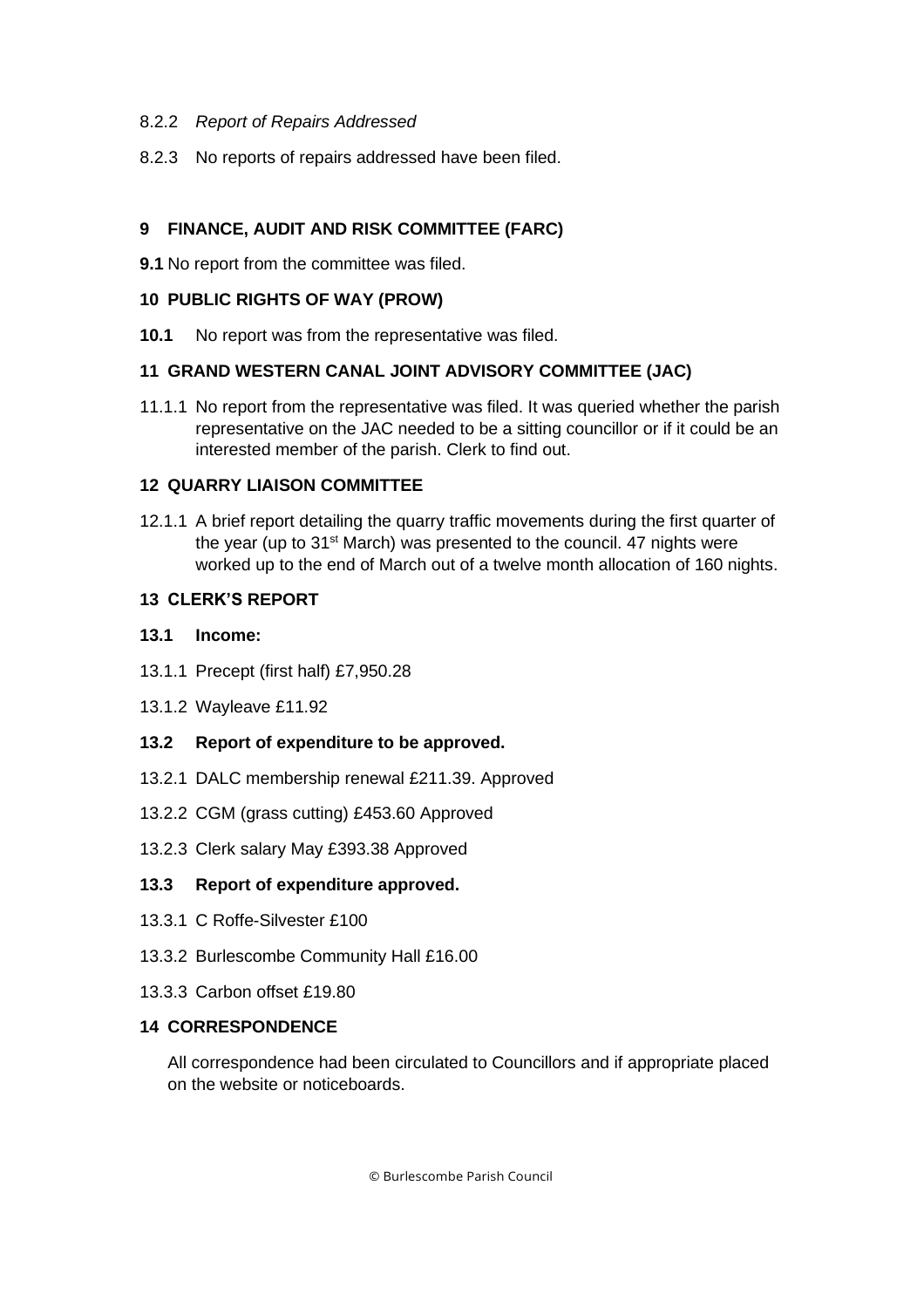8.2.2 *Report of Repairs Addressed*

8.2.3 No reports of repairs addressed have been filed.

## 9 FINANCE, AUDIT AND RISK COMMITTEE (FARC)

**9.1** No report from the committee was filed.

## 10 PUBLIC RIGHTS OF WAY (PROW)

**10.1** No report was from the representative was filed.

## 11 GRAND WESTERN CANAL JOINT ADVISORY COMMITTEE (JAC)

11.1.1 No report from the representative was filed. It was queried whether the parish representative on the JAC needed to be a sitting councillor or if it could be an interested member of the parish. Clerk to find out.

## 12 QUARRY LIAISON COMMITTEE

12.1.1 A brief report detailing the quarry traffic movements during the first quarter of the year (up to 31st March) was presented to the council. 47 nights were worked up to the end of March out of a twelve month allocation of 160 nights.

## 13 CLERK'S REPORT

**13.1 Income:**

13.1.1 Precept (first half) £7,950.28

13.1.2 Wayleave £11.92

**13.2 Report of expenditure to be approved.**

13.2.1 DALC membership renewal £211.39. Approved

13.2.2 CGM (grass cutting) £453.60 Approved

13.2.3 Clerk salary May £393.38 Approved

**13.3 Report of expenditure approved.**

13.3.1 C Roffe-Silvester £100

13.3.2 Burlescombe Community Hall £16.00

13.3.3 Carbon offset £19.80

## 14 CORRESPONDENCE

All correspondence had been circulated to Councillors and if appropriate placed on the website or noticeboards.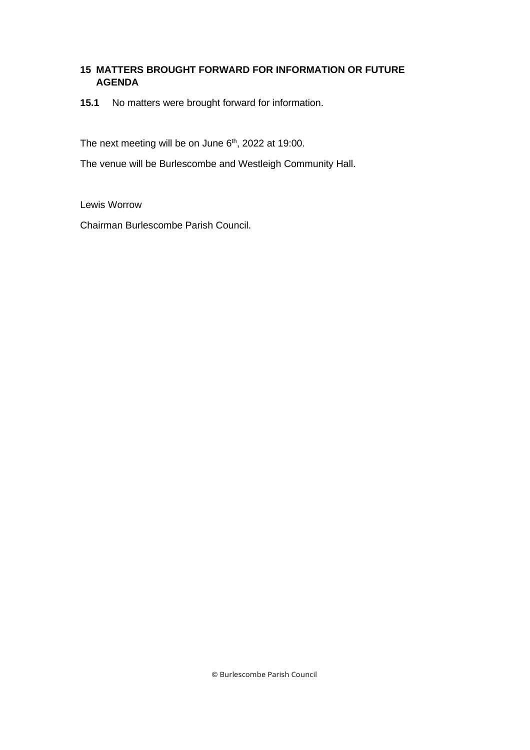## 15 MATTERS BROUGHT FORWARD FOR INFORMATION OR FUTURE AGENDA

**15.1** No matters were brought forward for information.

The next meeting will be on June 6th, 2022 at 19:00.

The venue will be Burlescombe and Westleigh Community Hall.

Lewis Worrow

Chairman Burlescombe Parish Council.

© Burlescombe Parish Council